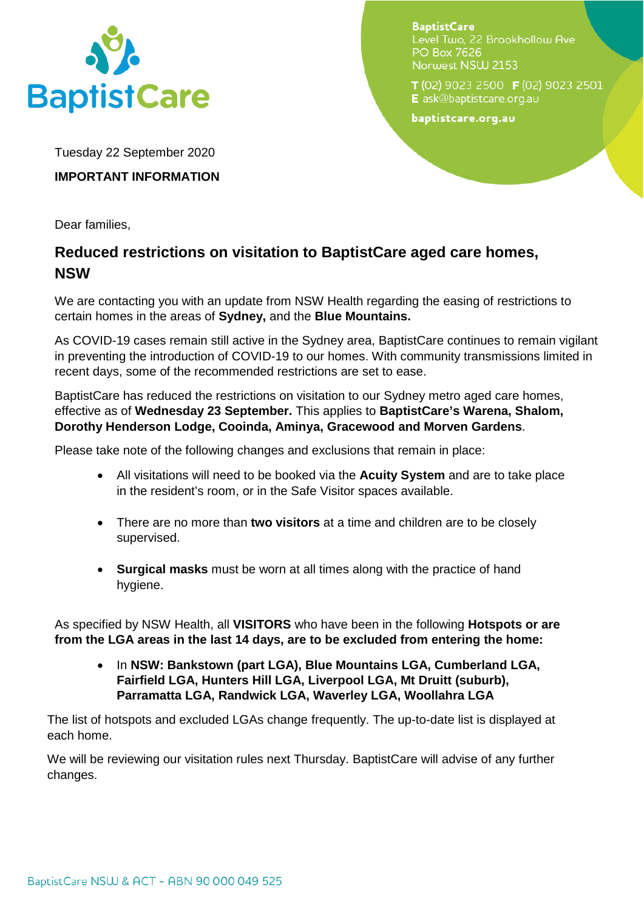BaptistCare

BaptistCare
Level Two, 22 Brookhollow Ave
PO Box 7626
Norwest NSW 2153

**T** (02) 9023 2500 **F** (02) 9023 2501
**E** ask@baptistcare.org.au

**baptistcare.org.au**

Tuesday 22 September 2020

**IMPORTANT INFORMATION**

Dear families,

## Reduced restrictions on visitation to BaptistCare aged care homes, NSW

We are contacting you with an update from NSW Health regarding the easing of restrictions to certain homes in the areas of **Sydney,** and the **Blue Mountains.**

As COVID-19 cases remain still active in the Sydney area, BaptistCare continues to remain vigilant in preventing the introduction of COVID-19 to our homes. With community transmissions limited in recent days, some of the recommended restrictions are set to ease.

BaptistCare has reduced the restrictions on visitation to our Sydney metro aged care homes, effective as of **Wednesday 23 September.** This applies to **BaptistCare's Warena, Shalom, Dorothy Henderson Lodge, Cooinda, Aminya, Gracewood and Morven Gardens**.

Please take note of the following changes and exclusions that remain in place:

- All visitations will need to be booked via the **Acuity System** and are to take place in the resident's room, or in the Safe Visitor spaces available.
- There are no more than **two visitors** at a time and children are to be closely supervised.
- **Surgical masks** must be worn at all times along with the practice of hand hygiene.

As specified by NSW Health, all **VISITORS** who have been in the following **Hotspots or are from the LGA areas in the last 14 days, are to be excluded from entering the home:**

- In **NSW: Bankstown (part LGA), Blue Mountains LGA, Cumberland LGA, Fairfield LGA, Hunters Hill LGA, Liverpool LGA, Mt Druitt (suburb), Parramatta LGA, Randwick LGA, Waverley LGA, Woollahra LGA**

The list of hotspots and excluded LGAs change frequently. The up-to-date list is displayed at each home.

We will be reviewing our visitation rules next Thursday. BaptistCare will advise of any further changes.

BaptistCare NSW & ACT - ABN 90 000 049 525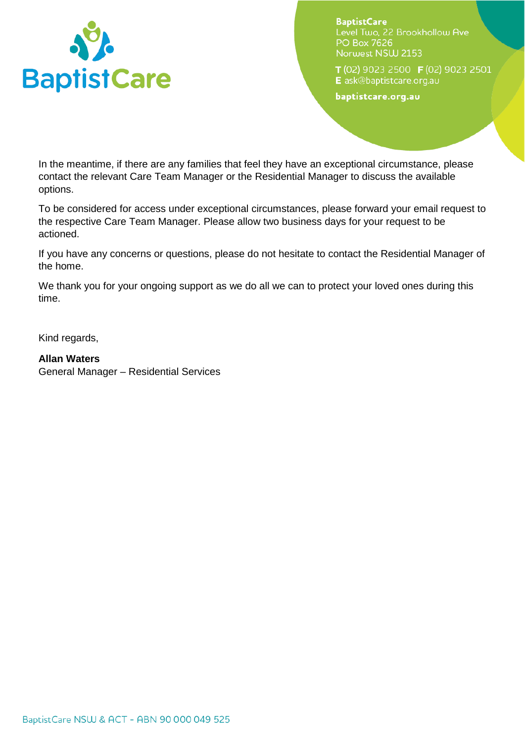BaptistCare
Level Two, 22 Brookhollow Ave
PO Box 7626
Norwest NSW 2153

**T** (02) 9023 2500 **F** (02) 9023 2501
**E** ask@baptistcare.org.au

**baptistcare.org.au**

In the meantime, if there are any families that feel they have an exceptional circumstance, please contact the relevant Care Team Manager or the Residential Manager to discuss the available options.

To be considered for access under exceptional circumstances, please forward your email request to the respective Care Team Manager. Please allow two business days for your request to be actioned.

If you have any concerns or questions, please do not hesitate to contact the Residential Manager of the home.

We thank you for your ongoing support as we do all we can to protect your loved ones during this time.

Kind regards,

**Allan Waters**
General Manager – Residential Services

BaptistCare NSW & ACT - ABN 90 000 049 525